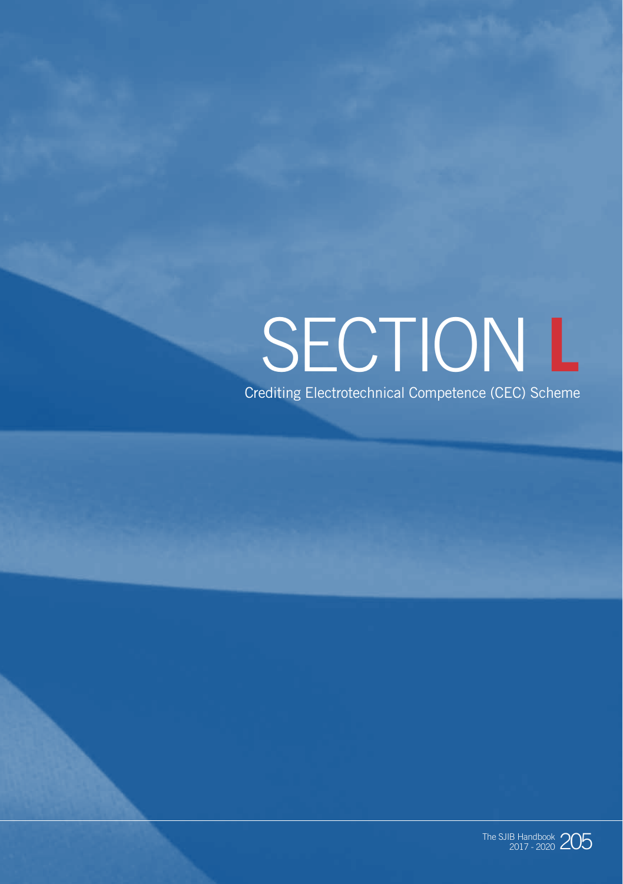# SECTION L

Crediting Electrotechnical Competence (CEC) Scheme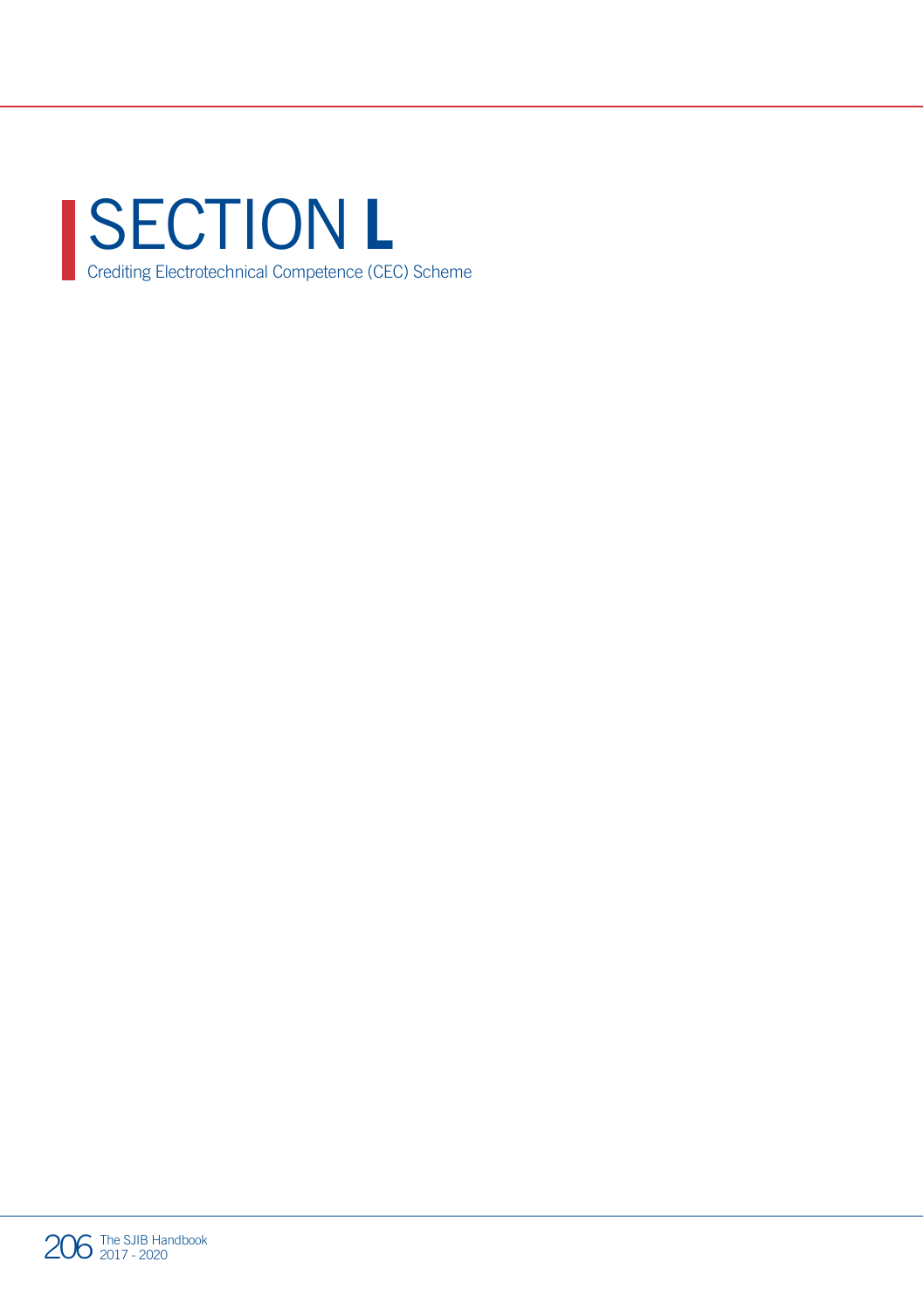# SECTION L

Crediting Electrotechnical Competence (CEC) Scheme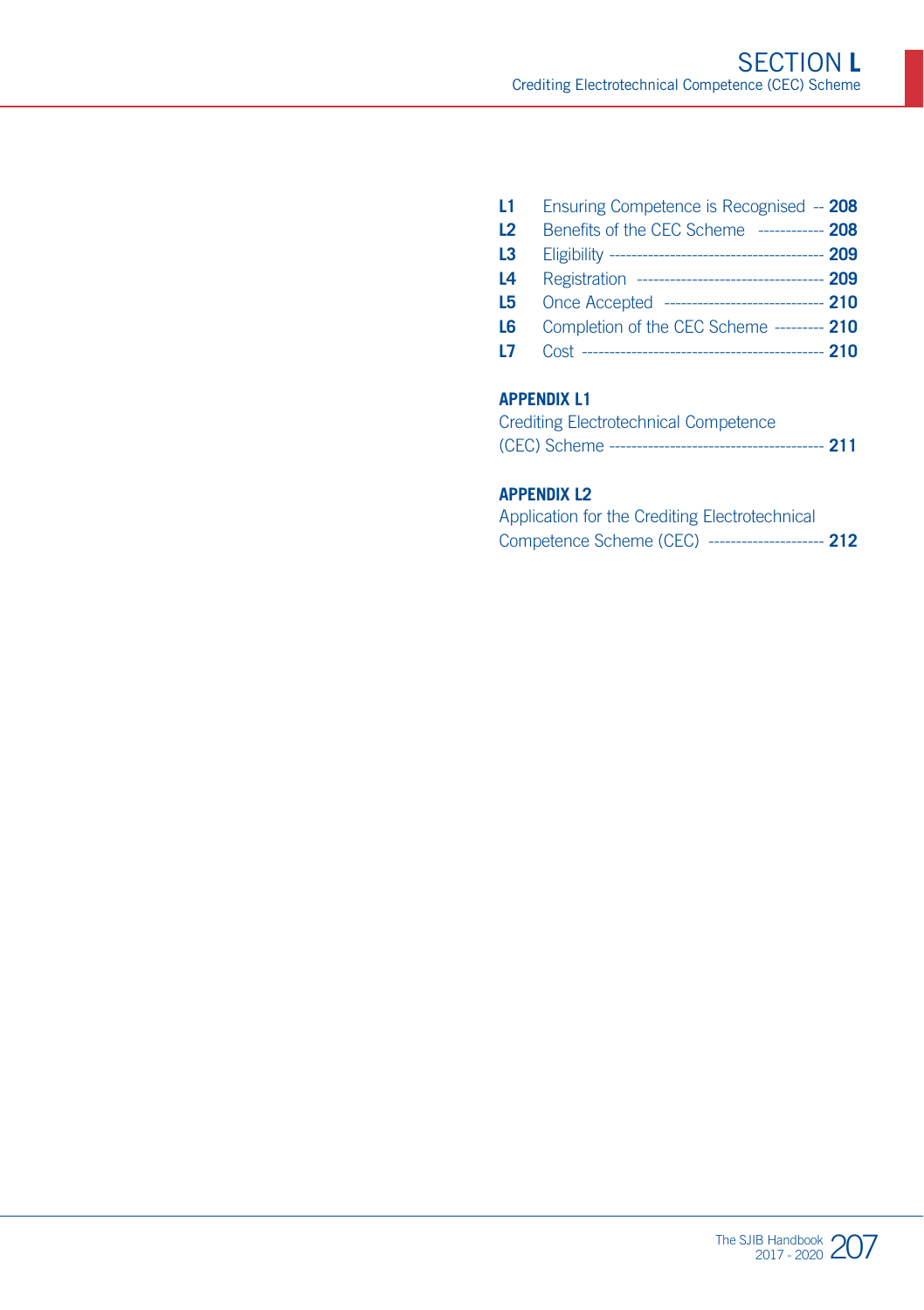# SECTION L

Crediting Electrotechnical Competence (CEC) Scheme

| | | |
|---|---|---|
| **L1** | Ensuring Competence is Recognised | **208** |
| **L2** | Benefits of the CEC Scheme | **208** |
| **L3** | Eligibility | **209** |
| **L4** | Registration | **209** |
| **L5** | Once Accepted | **210** |
| **L6** | Completion of the CEC Scheme | **210** |
| **L7** | Cost | **210** |

**APPENDIX L1**

Crediting Electrotechnical Competence (CEC) Scheme ---------------------------------------- **211**

**APPENDIX L2**

Application for the Crediting Electrotechnical Competence Scheme (CEC) --------------------- **212**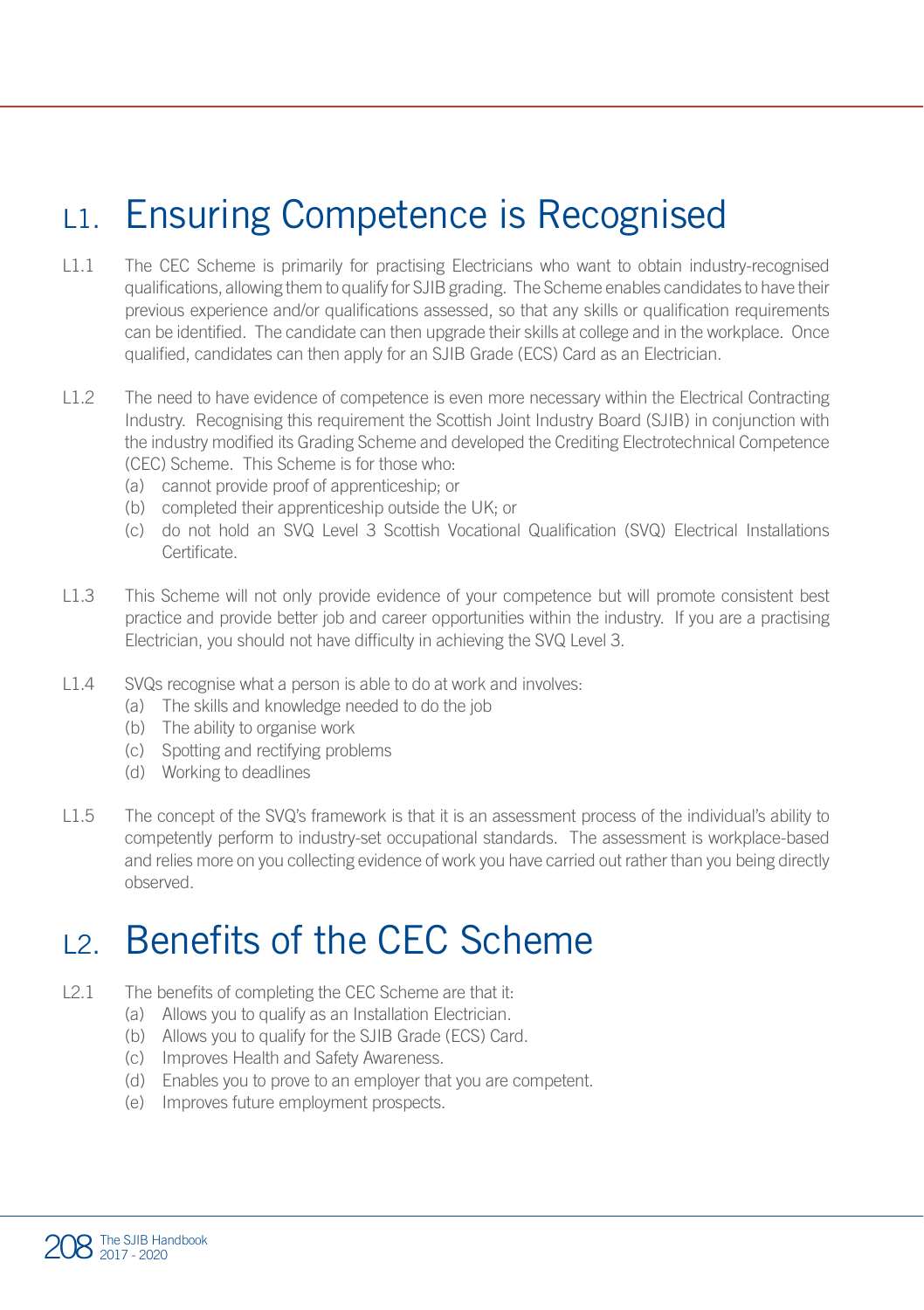# L1. Ensuring Competence is Recognised

L1.1 The CEC Scheme is primarily for practising Electricians who want to obtain industry-recognised qualifications, allowing them to qualify for SJIB grading. The Scheme enables candidates to have their previous experience and/or qualifications assessed, so that any skills or qualification requirements can be identified. The candidate can then upgrade their skills at college and in the workplace. Once qualified, candidates can then apply for an SJIB Grade (ECS) Card as an Electrician.

L1.2 The need to have evidence of competence is even more necessary within the Electrical Contracting Industry. Recognising this requirement the Scottish Joint Industry Board (SJIB) in conjunction with the industry modified its Grading Scheme and developed the Crediting Electrotechnical Competence (CEC) Scheme. This Scheme is for those who:

- (a) cannot provide proof of apprenticeship; or
- (b) completed their apprenticeship outside the UK; or
- (c) do not hold an SVQ Level 3 Scottish Vocational Qualification (SVQ) Electrical Installations Certificate.

L1.3 This Scheme will not only provide evidence of your competence but will promote consistent best practice and provide better job and career opportunities within the industry. If you are a practising Electrician, you should not have difficulty in achieving the SVQ Level 3.

L1.4 SVQs recognise what a person is able to do at work and involves:

- (a) The skills and knowledge needed to do the job
- (b) The ability to organise work
- (c) Spotting and rectifying problems
- (d) Working to deadlines

L1.5 The concept of the SVQ's framework is that it is an assessment process of the individual's ability to competently perform to industry-set occupational standards. The assessment is workplace-based and relies more on you collecting evidence of work you have carried out rather than you being directly observed.

# L2. Benefits of the CEC Scheme

L2.1 The benefits of completing the CEC Scheme are that it:

- (a) Allows you to qualify as an Installation Electrician.
- (b) Allows you to qualify for the SJIB Grade (ECS) Card.
- (c) Improves Health and Safety Awareness.
- (d) Enables you to prove to an employer that you are competent.
- (e) Improves future employment prospects.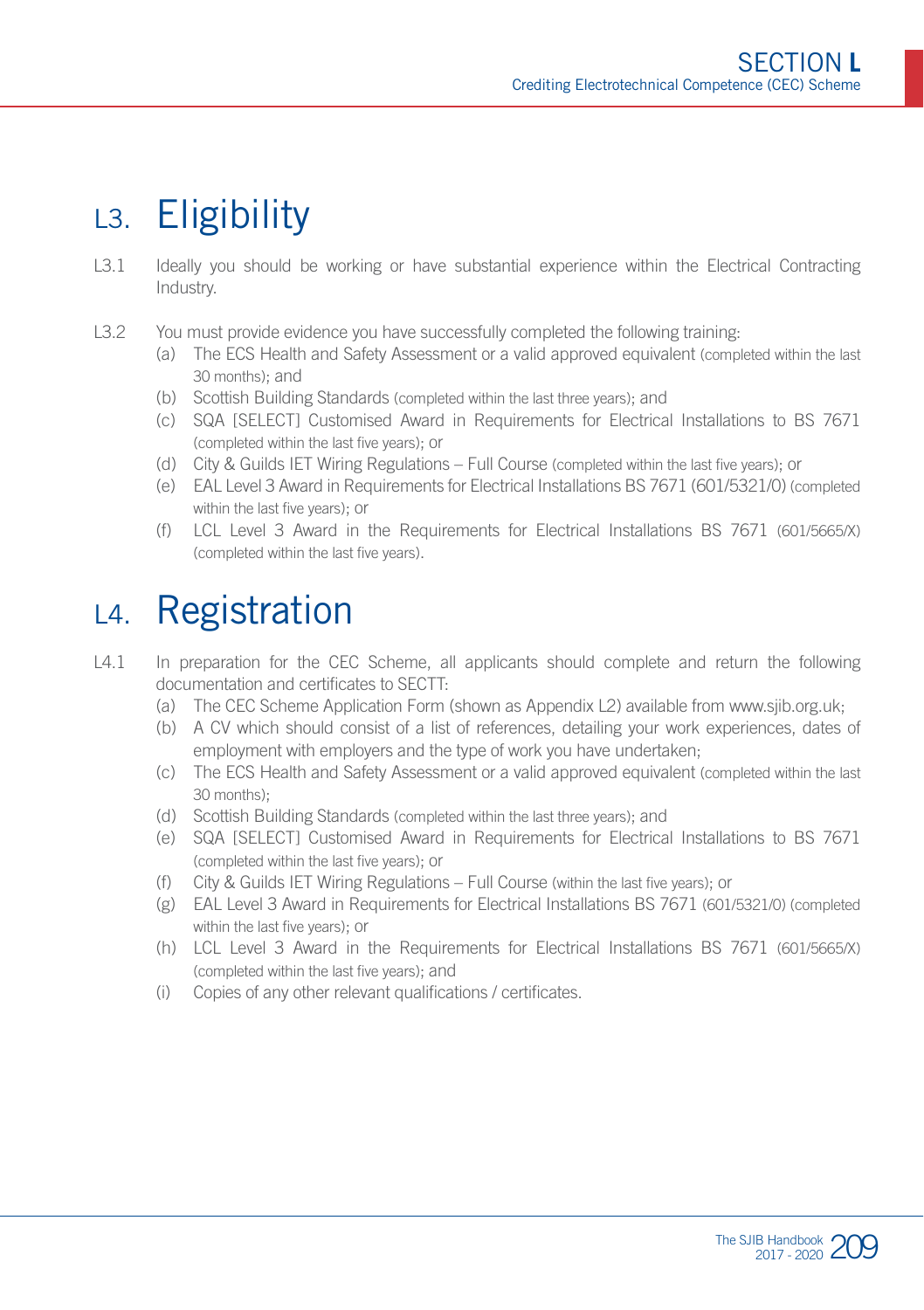# L3. Eligibility

L3.1 Ideally you should be working or have substantial experience within the Electrical Contracting Industry.

L3.2 You must provide evidence you have successfully completed the following training:

(a) The ECS Health and Safety Assessment or a valid approved equivalent (completed within the last 30 months); and

(b) Scottish Building Standards (completed within the last three years); and

(c) SQA [SELECT] Customised Award in Requirements for Electrical Installations to BS 7671 (completed within the last five years); or

(d) City & Guilds IET Wiring Regulations – Full Course (completed within the last five years); or

(e) EAL Level 3 Award in Requirements for Electrical Installations BS 7671 (601/5321/0) (completed within the last five years); or

(f) LCL Level 3 Award in the Requirements for Electrical Installations BS 7671 (601/5665/X) (completed within the last five years).

# L4. Registration

L4.1 In preparation for the CEC Scheme, all applicants should complete and return the following documentation and certificates to SECTT:

(a) The CEC Scheme Application Form (shown as Appendix L2) available from www.sjib.org.uk;

(b) A CV which should consist of a list of references, detailing your work experiences, dates of employment with employers and the type of work you have undertaken;

(c) The ECS Health and Safety Assessment or a valid approved equivalent (completed within the last 30 months);

(d) Scottish Building Standards (completed within the last three years); and

(e) SQA [SELECT] Customised Award in Requirements for Electrical Installations to BS 7671 (completed within the last five years); or

(f) City & Guilds IET Wiring Regulations – Full Course (within the last five years); or

(g) EAL Level 3 Award in Requirements for Electrical Installations BS 7671 (601/5321/0) (completed within the last five years); or

(h) LCL Level 3 Award in the Requirements for Electrical Installations BS 7671 (601/5665/X) (completed within the last five years); and

(i) Copies of any other relevant qualifications / certificates.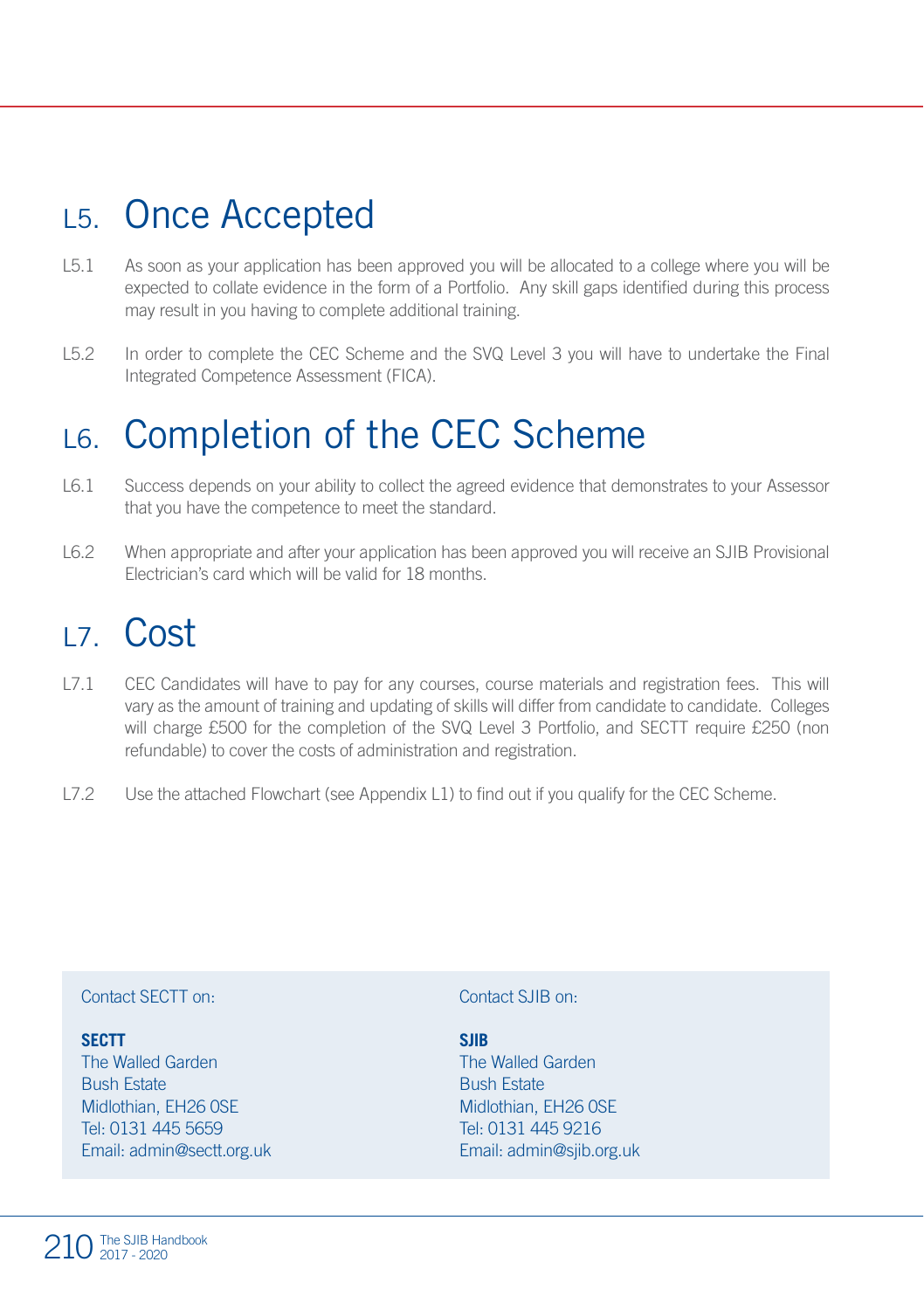# L5. Once Accepted

L5.1 As soon as your application has been approved you will be allocated to a college where you will be expected to collate evidence in the form of a Portfolio. Any skill gaps identified during this process may result in you having to complete additional training.

L5.2 In order to complete the CEC Scheme and the SVQ Level 3 you will have to undertake the Final Integrated Competence Assessment (FICA).

# L6. Completion of the CEC Scheme

L6.1 Success depends on your ability to collect the agreed evidence that demonstrates to your Assessor that you have the competence to meet the standard.

L6.2 When appropriate and after your application has been approved you will receive an SJIB Provisional Electrician's card which will be valid for 18 months.

# L7. Cost

L7.1 CEC Candidates will have to pay for any courses, course materials and registration fees. This will vary as the amount of training and updating of skills will differ from candidate to candidate. Colleges will charge £500 for the completion of the SVQ Level 3 Portfolio, and SECTT require £250 (non refundable) to cover the costs of administration and registration.

L7.2 Use the attached Flowchart (see Appendix L1) to find out if you qualify for the CEC Scheme.

Contact SECTT on:

**SECTT**
The Walled Garden
Bush Estate
Midlothian, EH26 0SE
Tel: 0131 445 5659
Email: admin@sectt.org.uk

Contact SJIB on:

**SJIB**
The Walled Garden
Bush Estate
Midlothian, EH26 0SE
Tel: 0131 445 9216
Email: admin@sjib.org.uk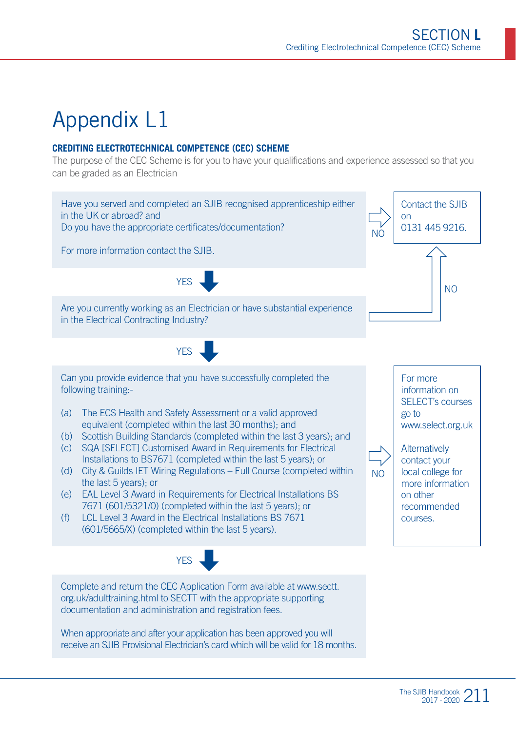# Appendix L1

**CREDITING ELECTROTECHNICAL COMPETENCE (CEC) SCHEME**

The purpose of the CEC Scheme is for you to have your qualifications and experience assessed so that you can be graded as an Electrician

Have you served and completed an SJIB recognised apprenticeship either in the UK or abroad? and
Do you have the appropriate certificates/documentation?

For more information contact the SJIB.

NO → Contact the SJIB on 0131 445 9216.

YES ↓

Are you currently working as an Electrician or have substantial experience in the Electrical Contracting Industry?

NO → Contact the SJIB on 0131 445 9216.

YES ↓

Can you provide evidence that you have successfully completed the following training:-

(a) The ECS Health and Safety Assessment or a valid approved equivalent (completed within the last 30 months); and
(b) Scottish Building Standards (completed within the last 3 years); and
(c) SQA [SELECT] Customised Award in Requirements for Electrical Installations to BS7671 (completed within the last 5 years); or
(d) City & Guilds IET Wiring Regulations – Full Course (completed within the last 5 years); or
(e) EAL Level 3 Award in Requirements for Electrical Installations BS 7671 (601/5321/0) (completed within the last 5 years); or
(f) LCL Level 3 Award in the Electrical Installations BS 7671 (601/5665/X) (completed within the last 5 years).

NO → For more information on SELECT's courses go to www.select.org.uk

Alternatively contact your local college for more information on other recommended courses.

YES ↓

Complete and return the CEC Application Form available at www.sectt.org.uk/adulttraining.html to SECTT with the appropriate supporting documentation and administration and registration fees.

When appropriate and after your application has been approved you will receive an SJIB Provisional Electrician's card which will be valid for 18 months.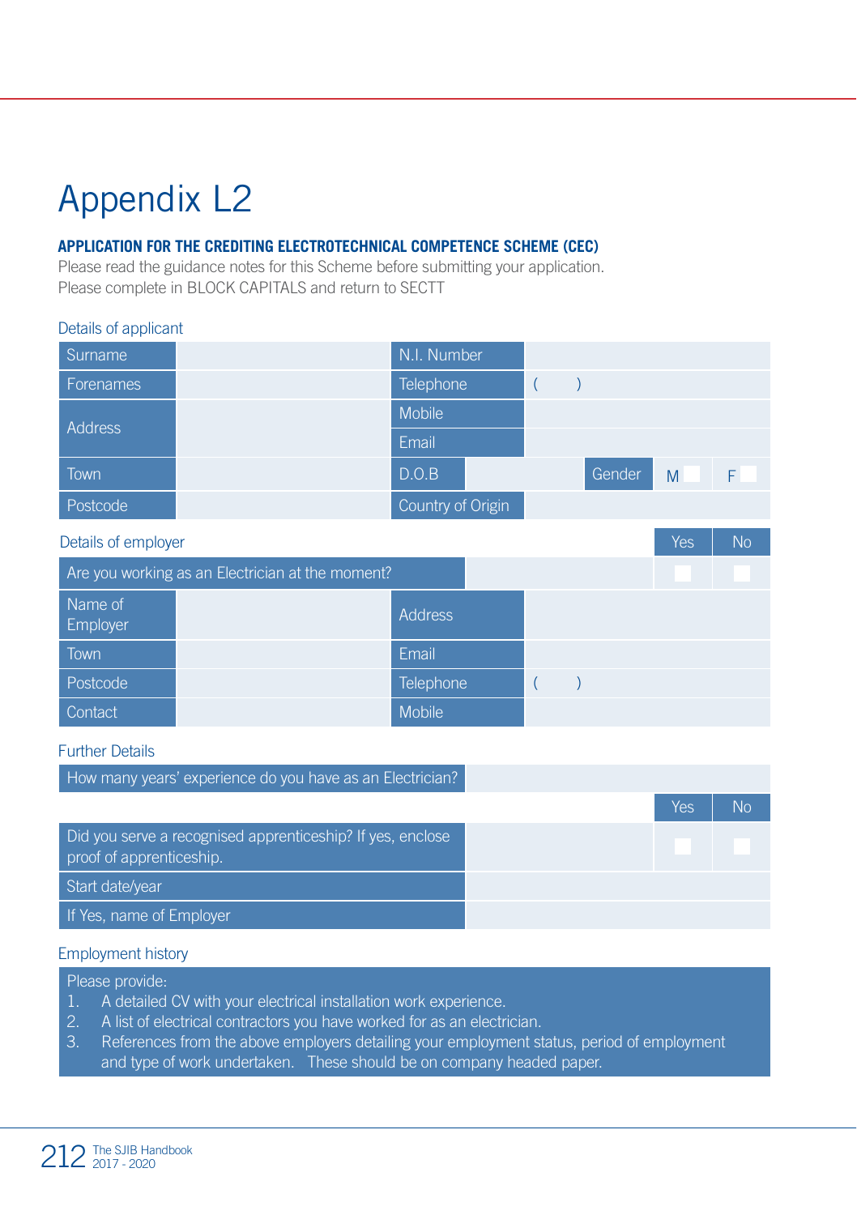# Appendix L2

**APPLICATION FOR THE CREDITING ELECTROTECHNICAL COMPETENCE SCHEME (CEC)**

Please read the guidance notes for this Scheme before submitting your application.
Please complete in BLOCK CAPITALS and return to SECTT

### Details of applicant

| | | | | | |
|---|---|---|---|---|---|
| Surname | | N.I. Number | | | |
| Forenames | | Telephone | ( ) | | |
| Address | | Mobile | | | |
| | | Email | | | |
| Town | | D.O.B | | Gender | M ☐ F ☐ |
| Postcode | | Country of Origin | | | |

### Details of employer

| | | Yes | No |
|---|---|---|---|
| Are you working as an Electrician at the moment? | | ☐ | ☐ |

| | | | |
|---|---|---|---|
| Name of Employer | | Address | |
| Town | | Email | |
| Postcode | | Telephone | ( ) |
| Contact | | Mobile | |

### Further Details

| | |
|---|---|
| How many years' experience do you have as an Electrician? | |

| | | Yes | No |
|---|---|---|---|
| Did you serve a recognised apprenticeship? If yes, enclose proof of apprenticeship. | | ☐ | ☐ |
| Start date/year | | | |
| If Yes, name of Employer | | | |

### Employment history

Please provide:

1. A detailed CV with your electrical installation work experience.
2. A list of electrical contractors you have worked for as an electrician.
3. References from the above employers detailing your employment status, period of employment and type of work undertaken. These should be on company headed paper.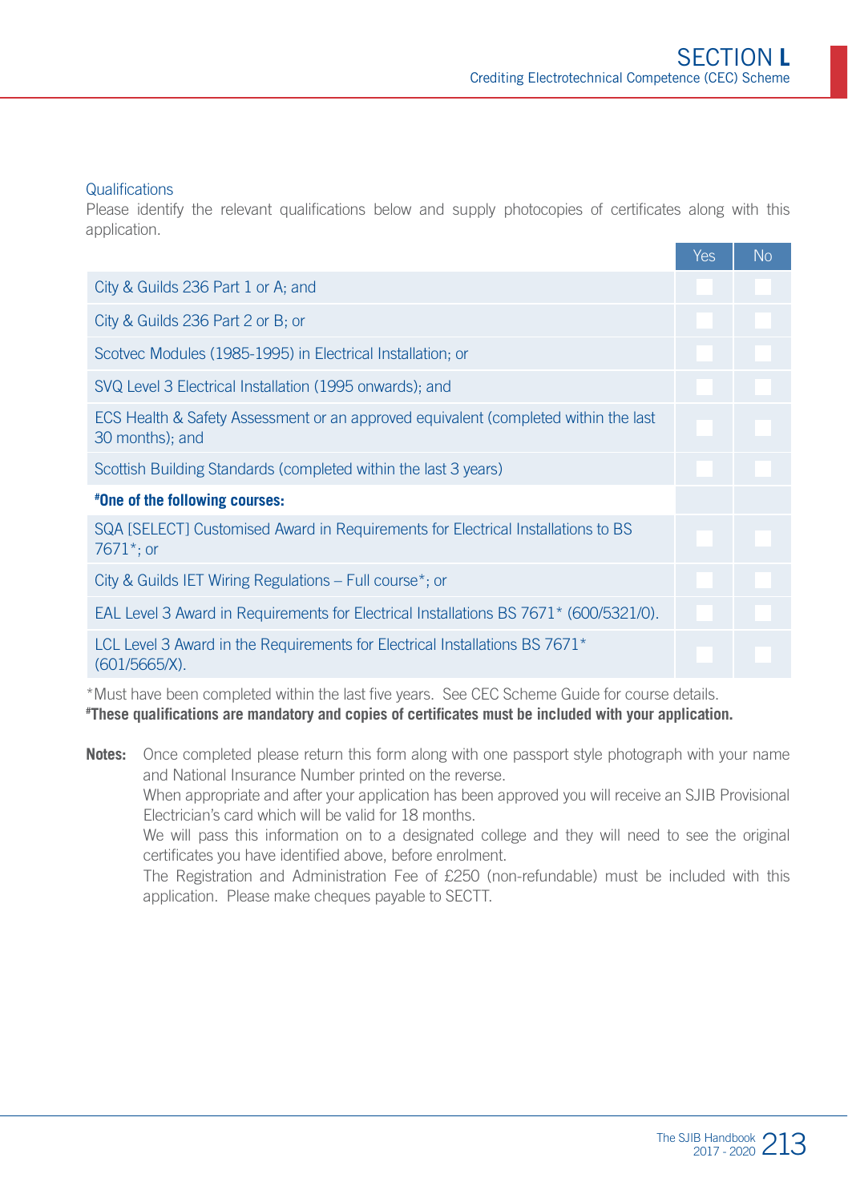### Qualifications

Please identify the relevant qualifications below and supply photocopies of certificates along with this application.

| | Yes | No |
|---|---|---|
| City & Guilds 236 Part 1 or A; and | | |
| City & Guilds 236 Part 2 or B; or | | |
| Scotvec Modules (1985-1995) in Electrical Installation; or | | |
| SVQ Level 3 Electrical Installation (1995 onwards); and | | |
| ECS Health & Safety Assessment or an approved equivalent (completed within the last 30 months); and | | |
| Scottish Building Standards (completed within the last 3 years) | | |
| **#One of the following courses:** | | |
| SQA [SELECT] Customised Award in Requirements for Electrical Installations to BS 7671*; or | | |
| City & Guilds IET Wiring Regulations – Full course*; or | | |
| EAL Level 3 Award in Requirements for Electrical Installations BS 7671* (600/5321/0). | | |
| LCL Level 3 Award in the Requirements for Electrical Installations BS 7671* (601/5665/X). | | |

*Must have been completed within the last five years. See CEC Scheme Guide for course details.
**#These qualifications are mandatory and copies of certificates must be included with your application.**

**Notes:** Once completed please return this form along with one passport style photograph with your name and National Insurance Number printed on the reverse.

When appropriate and after your application has been approved you will receive an SJIB Provisional Electrician's card which will be valid for 18 months.

We will pass this information on to a designated college and they will need to see the original certificates you have identified above, before enrolment.

The Registration and Administration Fee of £250 (non-refundable) must be included with this application. Please make cheques payable to SECTT.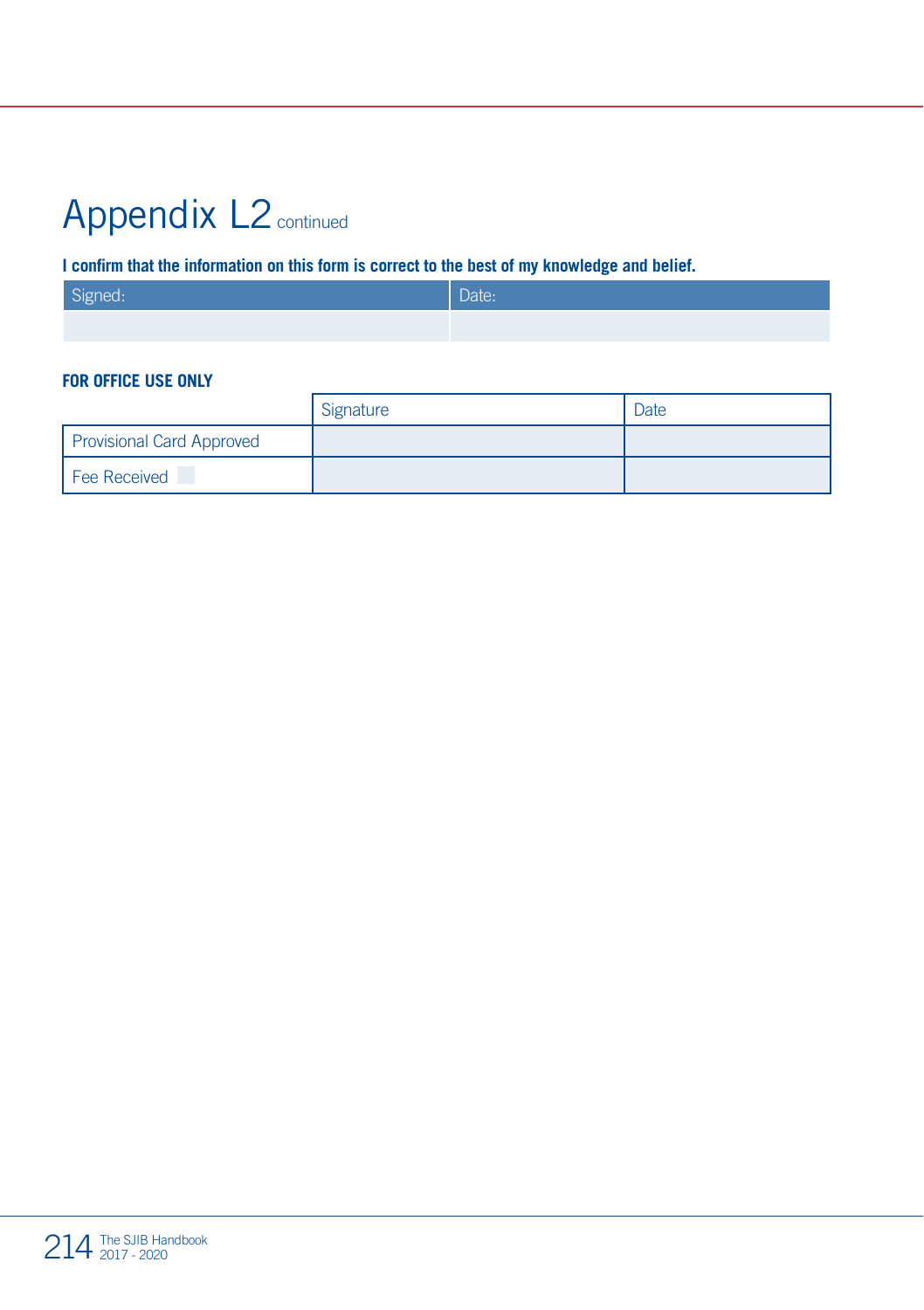# Appendix L2 continued

**I confirm that the information on this form is correct to the best of my knowledge and belief.**

| Signed: | Date: |
|---|---|
| | |

**FOR OFFICE USE ONLY**

| | Signature | Date |
|---|---|---|
| Provisional Card Approved | | |
| Fee Received ☐ | | |